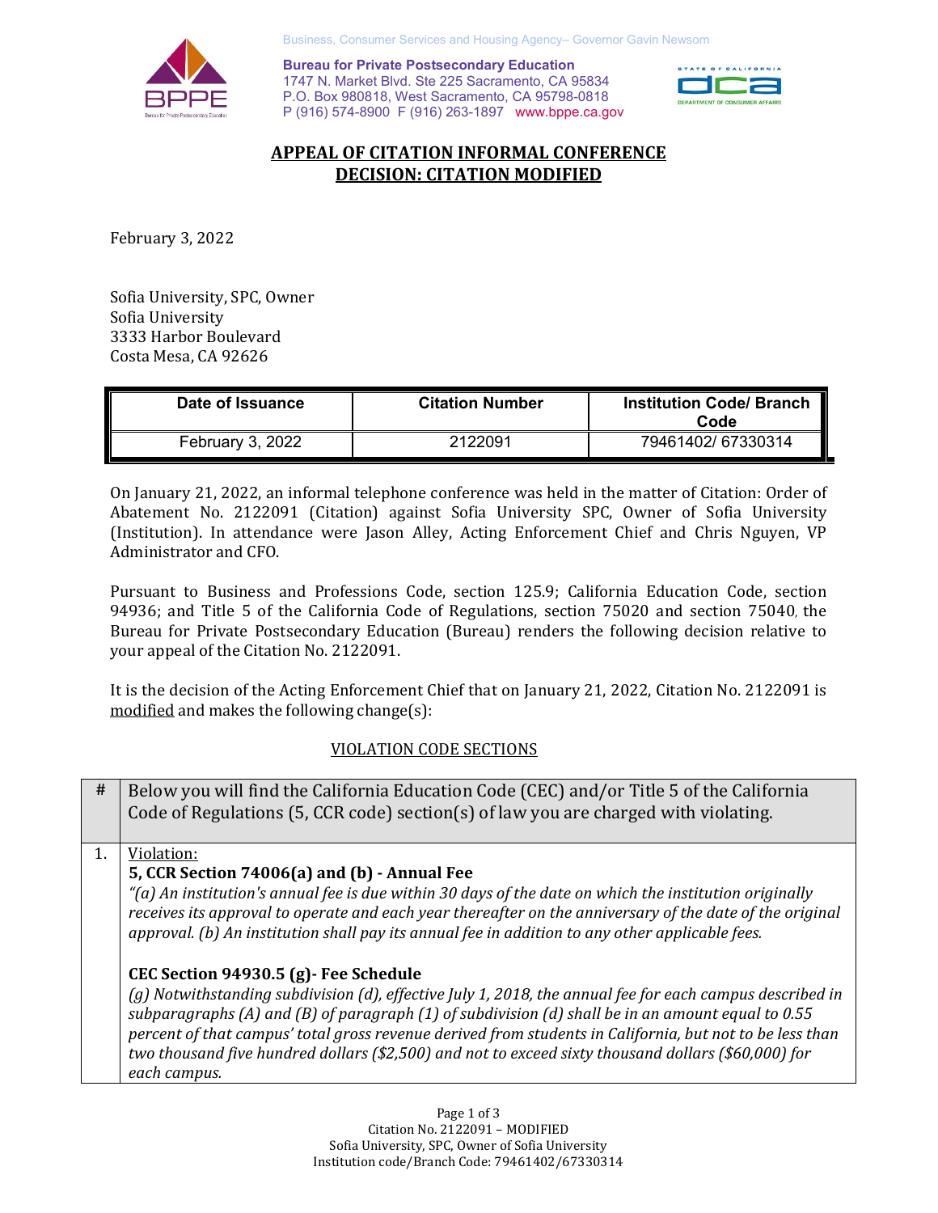Business, Consumer Services and Housing Agency– Governor Gavin Newsom

**Bureau for Private Postsecondary Education**
1747 N. Market Blvd. Ste 225 Sacramento, CA 95834
P.O. Box 980818, West Sacramento, CA 95798-0818
P (916) 574-8900 F (916) 263-1897 www.bppe.ca.gov

## APPEAL OF CITATION INFORMAL CONFERENCE
## DECISION: CITATION MODIFIED

February 3, 2022

Sofia University, SPC, Owner
Sofia University
3333 Harbor Boulevard
Costa Mesa, CA 92626

| Date of Issuance | Citation Number | Institution Code/ Branch Code |
|---|---|---|
| February 3, 2022 | 2122091 | 79461402/ 67330314 |

On January 21, 2022, an informal telephone conference was held in the matter of Citation: Order of Abatement No. 2122091 (Citation) against Sofia University SPC, Owner of Sofia University (Institution). In attendance were Jason Alley, Acting Enforcement Chief and Chris Nguyen, VP Administrator and CFO.

Pursuant to Business and Professions Code, section 125.9; California Education Code, section 94936; and Title 5 of the California Code of Regulations, section 75020 and section 75040, the Bureau for Private Postsecondary Education (Bureau) renders the following decision relative to your appeal of the Citation No. 2122091.

It is the decision of the Acting Enforcement Chief that on January 21, 2022, Citation No. 2122091 is modified and makes the following change(s):

VIOLATION CODE SECTIONS

| # | Below you will find the California Education Code (CEC) and/or Title 5 of the California Code of Regulations (5, CCR code) section(s) of law you are charged with violating. |
|---|---|
| 1. | Violation:<br>**5, CCR Section 74006(a) and (b) - Annual Fee**<br>*"(a) An institution's annual fee is due within 30 days of the date on which the institution originally receives its approval to operate and each year thereafter on the anniversary of the date of the original approval. (b) An institution shall pay its annual fee in addition to any other applicable fees.*<br><br>**CEC Section 94930.5 (g)- Fee Schedule**<br>*(g) Notwithstanding subdivision (d), effective July 1, 2018, the annual fee for each campus described in subparagraphs (A) and (B) of paragraph (1) of subdivision (d) shall be in an amount equal to 0.55 percent of that campus' total gross revenue derived from students in California, but not to be less than two thousand five hundred dollars ($2,500) and not to exceed sixty thousand dollars ($60,000) for each campus.* |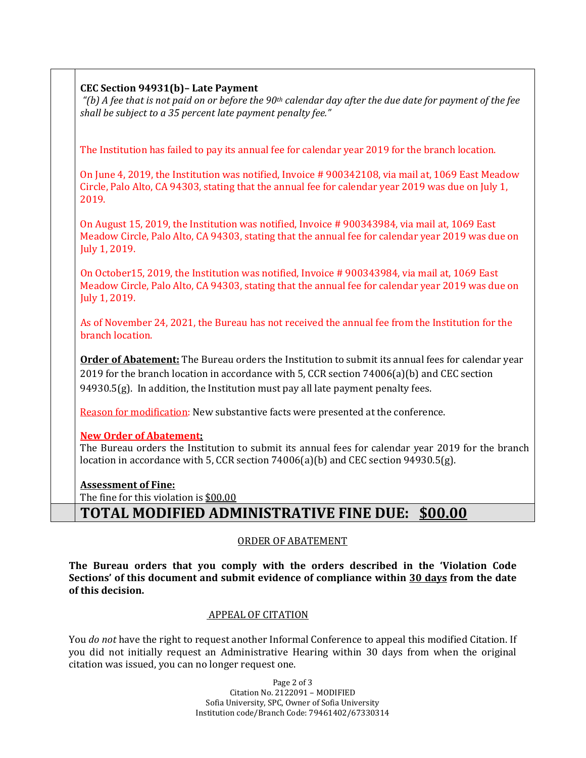**CEC Section 94931(b)– Late Payment**

*"(b) A fee that is not paid on or before the 90th calendar day after the due date for payment of the fee shall be subject to a 35 percent late payment penalty fee."*

The Institution has failed to pay its annual fee for calendar year 2019 for the branch location.

On June 4, 2019, the Institution was notified, Invoice # 900342108, via mail at, 1069 East Meadow Circle, Palo Alto, CA 94303, stating that the annual fee for calendar year 2019 was due on July 1, 2019.

On August 15, 2019, the Institution was notified, Invoice # 900343984, via mail at, 1069 East Meadow Circle, Palo Alto, CA 94303, stating that the annual fee for calendar year 2019 was due on July 1, 2019.

On October15, 2019, the Institution was notified, Invoice # 900343984, via mail at, 1069 East Meadow Circle, Palo Alto, CA 94303, stating that the annual fee for calendar year 2019 was due on July 1, 2019.

As of November 24, 2021, the Bureau has not received the annual fee from the Institution for the branch location.

**Order of Abatement:** The Bureau orders the Institution to submit its annual fees for calendar year 2019 for the branch location in accordance with 5, CCR section 74006(a)(b) and CEC section 94930.5(g). In addition, the Institution must pay all late payment penalty fees.

Reason for modification: New substantive facts were presented at the conference.

**New Order of Abatement:**
The Bureau orders the Institution to submit its annual fees for calendar year 2019 for the branch location in accordance with 5, CCR section 74006(a)(b) and CEC section 94930.5(g).

**Assessment of Fine:**
The fine for this violation is $00.00

## TOTAL MODIFIED ADMINISTRATIVE FINE DUE: $00.00

ORDER OF ABATEMENT

**The Bureau orders that you comply with the orders described in the 'Violation Code Sections' of this document and submit evidence of compliance within 30 days from the date of this decision.**

APPEAL OF CITATION

You *do not* have the right to request another Informal Conference to appeal this modified Citation. If you did not initially request an Administrative Hearing within 30 days from when the original citation was issued, you can no longer request one.

Citation No. 2122091 – MODIFIED
Sofia University, SPC, Owner of Sofia University
Institution code/Branch Code: 79461402/67330314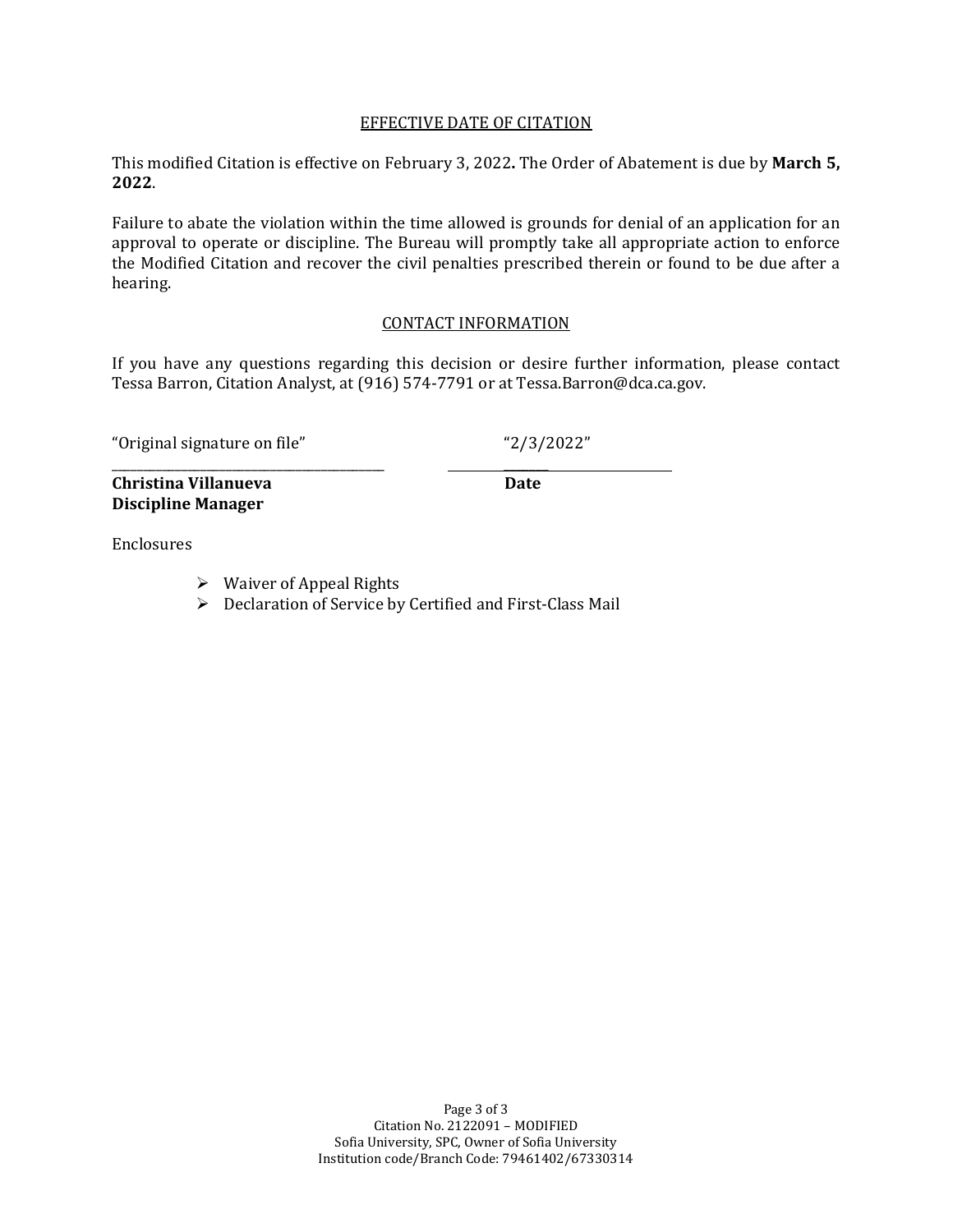## EFFECTIVE DATE OF CITATION

This modified Citation is effective on February 3, 2022**.** The Order of Abatement is due by **March 5, 2022**.

Failure to abate the violation within the time allowed is grounds for denial of an application for an approval to operate or discipline. The Bureau will promptly take all appropriate action to enforce the Modified Citation and recover the civil penalties prescribed therein or found to be due after a hearing.

## CONTACT INFORMATION

If you have any questions regarding this decision or desire further information, please contact Tessa Barron, Citation Analyst, at (916) 574-7791 or at Tessa.Barron@dca.ca.gov.

"Original signature on file" "2/3/2022"

**Christina Villanueva** **Date**
**Discipline Manager**

Enclosures

- Waiver of Appeal Rights
- Declaration of Service by Certified and First-Class Mail